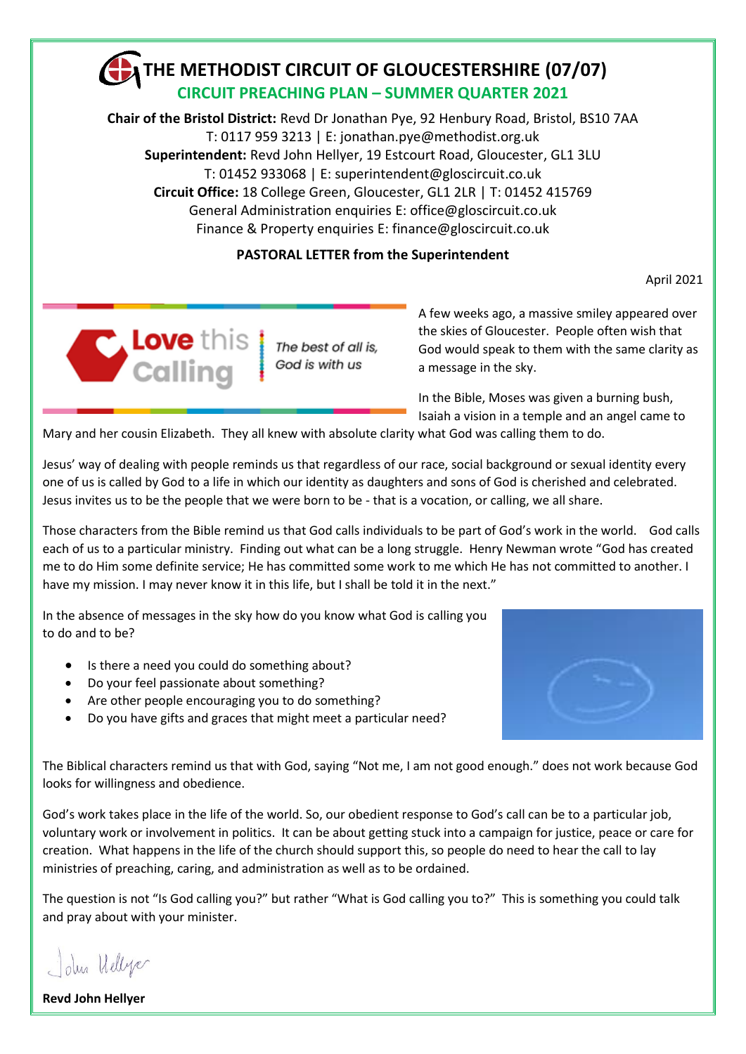# THE METHODIST CIRCUIT OF GLOUCESTERSHIRE (07/07)

## CIRCUIT PREACHING PLAN – SUMMER QUARTER 2021

**Chair of the Bristol District:** Revd Dr Jonathan Pye, 92 Henbury Road, Bristol, BS10 7AA
T: 0117 959 3213 | E: jonathan.pye@methodist.org.uk
**Superintendent:** Revd John Hellyer, 19 Estcourt Road, Gloucester, GL1 3LU
T: 01452 933068 | E: superintendent@gloscircuit.co.uk
**Circuit Office:** 18 College Green, Gloucester, GL1 2LR | T: 01452 415769
General Administration enquiries E: office@gloscircuit.co.uk
Finance & Property enquiries E: finance@gloscircuit.co.uk

**PASTORAL LETTER from the Superintendent**

April 2021

**Love** this **Calling** | *The best of all is, God is with us*

A few weeks ago, a massive smiley appeared over the skies of Gloucester. People often wish that God would speak to them with the same clarity as a message in the sky.

In the Bible, Moses was given a burning bush, Isaiah a vision in a temple and an angel came to Mary and her cousin Elizabeth. They all knew with absolute clarity what God was calling them to do.

Jesus' way of dealing with people reminds us that regardless of our race, social background or sexual identity every one of us is called by God to a life in which our identity as daughters and sons of God is cherished and celebrated. Jesus invites us to be the people that we were born to be - that is a vocation, or calling, we all share.

Those characters from the Bible remind us that God calls individuals to be part of God's work in the world. God calls each of us to a particular ministry. Finding out what can be a long struggle. Henry Newman wrote "God has created me to do Him some definite service; He has committed some work to me which He has not committed to another. I have my mission. I may never know it in this life, but I shall be told it in the next."

In the absence of messages in the sky how do you know what God is calling you to do and to be?

- Is there a need you could do something about?
- Do your feel passionate about something?
- Are other people encouraging you to do something?
- Do you have gifts and graces that might meet a particular need?

The Biblical characters remind us that with God, saying "Not me, I am not good enough." does not work because God looks for willingness and obedience.

God's work takes place in the life of the world. So, our obedient response to God's call can be to a particular job, voluntary work or involvement in politics. It can be about getting stuck into a campaign for justice, peace or care for creation. What happens in the life of the church should support this, so people do need to hear the call to lay ministries of preaching, caring, and administration as well as to be ordained.

The question is not "Is God calling you?" but rather "What is God calling you to?" This is something you could talk and pray about with your minister.

John Hellyer

**Revd John Hellyer**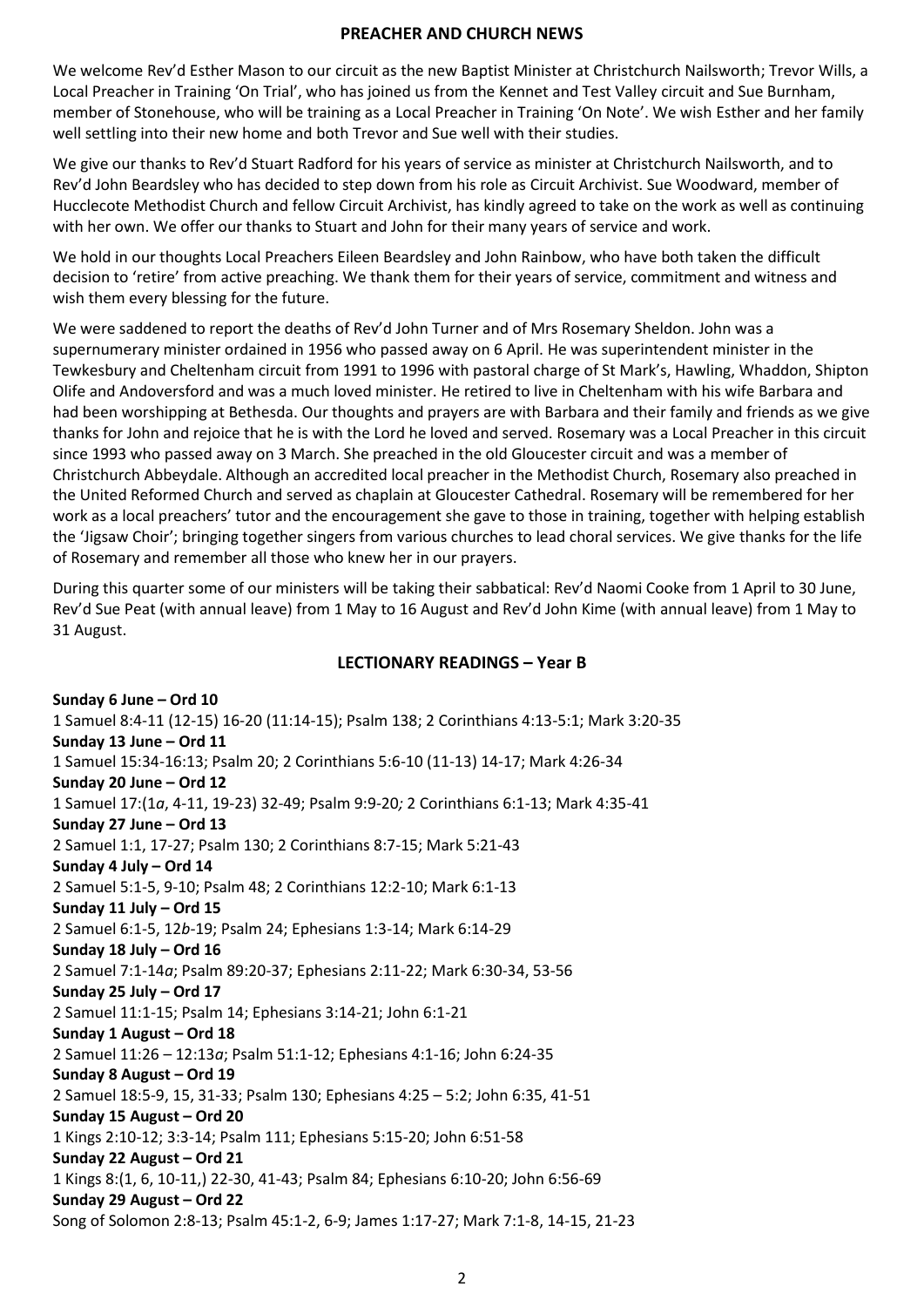## PREACHER AND CHURCH NEWS

We welcome Rev'd Esther Mason to our circuit as the new Baptist Minister at Christchurch Nailsworth; Trevor Wills, a Local Preacher in Training 'On Trial', who has joined us from the Kennet and Test Valley circuit and Sue Burnham, member of Stonehouse, who will be training as a Local Preacher in Training 'On Note'. We wish Esther and her family well settling into their new home and both Trevor and Sue well with their studies.

We give our thanks to Rev'd Stuart Radford for his years of service as minister at Christchurch Nailsworth, and to Rev'd John Beardsley who has decided to step down from his role as Circuit Archivist. Sue Woodward, member of Hucclecote Methodist Church and fellow Circuit Archivist, has kindly agreed to take on the work as well as continuing with her own. We offer our thanks to Stuart and John for their many years of service and work.

We hold in our thoughts Local Preachers Eileen Beardsley and John Rainbow, who have both taken the difficult decision to 'retire' from active preaching. We thank them for their years of service, commitment and witness and wish them every blessing for the future.

We were saddened to report the deaths of Rev'd John Turner and of Mrs Rosemary Sheldon. John was a supernumerary minister ordained in 1956 who passed away on 6 April. He was superintendent minister in the Tewkesbury and Cheltenham circuit from 1991 to 1996 with pastoral charge of St Mark's, Hawling, Whaddon, Shipton Olife and Andoversford and was a much loved minister. He retired to live in Cheltenham with his wife Barbara and had been worshipping at Bethesda. Our thoughts and prayers are with Barbara and their family and friends as we give thanks for John and rejoice that he is with the Lord he loved and served. Rosemary was a Local Preacher in this circuit since 1993 who passed away on 3 March. She preached in the old Gloucester circuit and was a member of Christchurch Abbeydale. Although an accredited local preacher in the Methodist Church, Rosemary also preached in the United Reformed Church and served as chaplain at Gloucester Cathedral. Rosemary will be remembered for her work as a local preachers' tutor and the encouragement she gave to those in training, together with helping establish the 'Jigsaw Choir'; bringing together singers from various churches to lead choral services. We give thanks for the life of Rosemary and remember all those who knew her in our prayers.

During this quarter some of our ministers will be taking their sabbatical: Rev'd Naomi Cooke from 1 April to 30 June, Rev'd Sue Peat (with annual leave) from 1 May to 16 August and Rev'd John Kime (with annual leave) from 1 May to 31 August.

## LECTIONARY READINGS – Year B

**Sunday 6 June – Ord 10**
1 Samuel 8:4-11 (12-15) 16-20 (11:14-15); Psalm 138; 2 Corinthians 4:13-5:1; Mark 3:20-35

**Sunday 13 June – Ord 11**
1 Samuel 15:34-16:13; Psalm 20; 2 Corinthians 5:6-10 (11-13) 14-17; Mark 4:26-34

**Sunday 20 June – Ord 12**
1 Samuel 17:(1*a*, 4-11, 19-23) 32-49; Psalm 9:9-20*;* 2 Corinthians 6:1-13; Mark 4:35-41

**Sunday 27 June – Ord 13**
2 Samuel 1:1, 17-27; Psalm 130; 2 Corinthians 8:7-15; Mark 5:21-43

**Sunday 4 July – Ord 14**
2 Samuel 5:1-5, 9-10; Psalm 48; 2 Corinthians 12:2-10; Mark 6:1-13

**Sunday 11 July – Ord 15**
2 Samuel 6:1-5, 12*b*-19; Psalm 24; Ephesians 1:3-14; Mark 6:14-29

**Sunday 18 July – Ord 16**
2 Samuel 7:1-14*a*; Psalm 89:20-37; Ephesians 2:11-22; Mark 6:30-34, 53-56

**Sunday 25 July – Ord 17**
2 Samuel 11:1-15; Psalm 14; Ephesians 3:14-21; John 6:1-21

**Sunday 1 August – Ord 18**
2 Samuel 11:26 – 12:13*a*; Psalm 51:1-12; Ephesians 4:1-16; John 6:24-35

**Sunday 8 August – Ord 19**
2 Samuel 18:5-9, 15, 31-33; Psalm 130; Ephesians 4:25 – 5:2; John 6:35, 41-51

**Sunday 15 August – Ord 20**
1 Kings 2:10-12; 3:3-14; Psalm 111; Ephesians 5:15-20; John 6:51-58

**Sunday 22 August – Ord 21**
1 Kings 8:(1, 6, 10-11,) 22-30, 41-43; Psalm 84; Ephesians 6:10-20; John 6:56-69

**Sunday 29 August – Ord 22**
Song of Solomon 2:8-13; Psalm 45:1-2, 6-9; James 1:17-27; Mark 7:1-8, 14-15, 21-23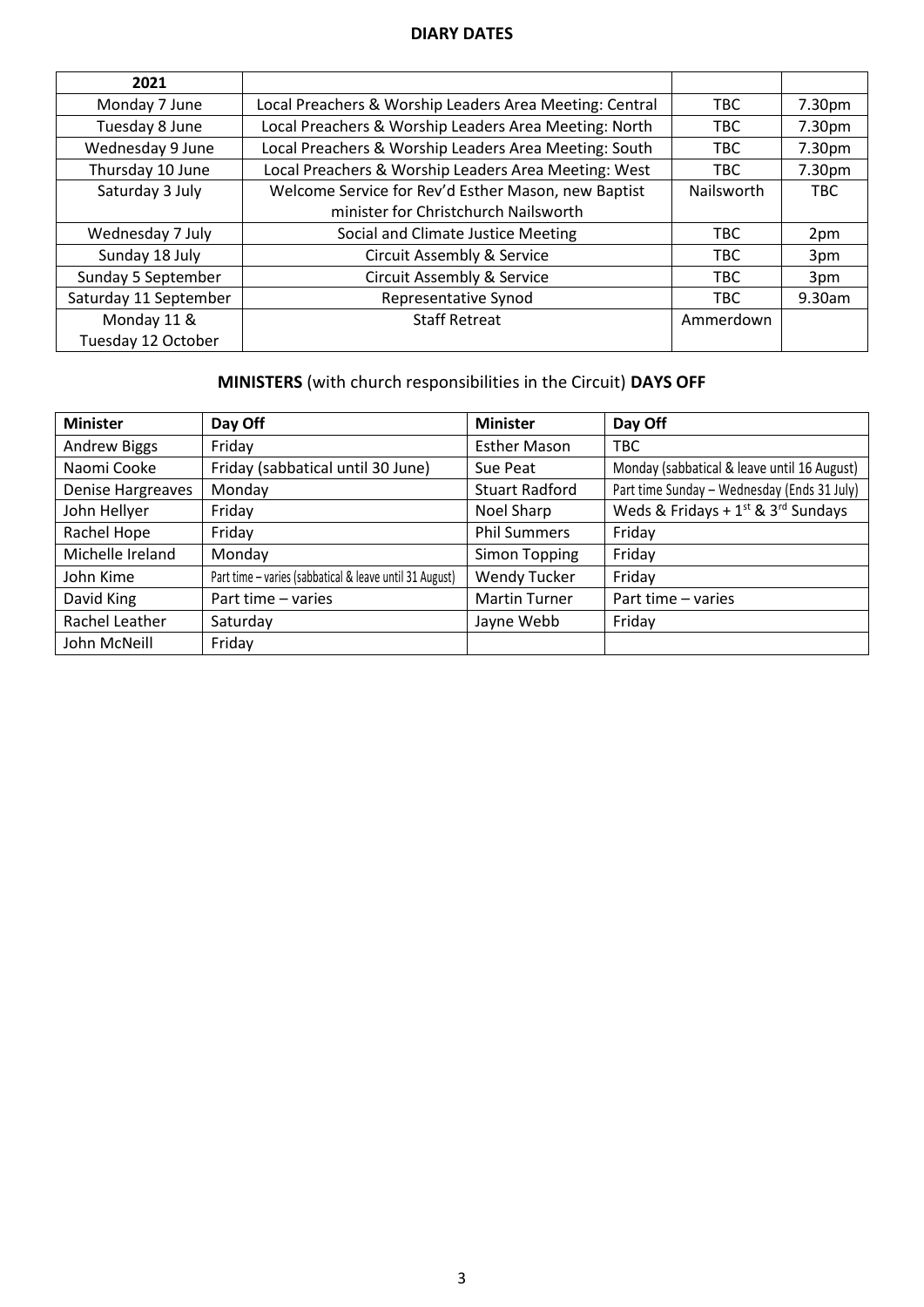**DIARY DATES**

| 2021 | | | |
|---|---|---|---|
| Monday 7 June | Local Preachers & Worship Leaders Area Meeting: Central | TBC | 7.30pm |
| Tuesday 8 June | Local Preachers & Worship Leaders Area Meeting: North | TBC | 7.30pm |
| Wednesday 9 June | Local Preachers & Worship Leaders Area Meeting: South | TBC | 7.30pm |
| Thursday 10 June | Local Preachers & Worship Leaders Area Meeting: West | TBC | 7.30pm |
| Saturday 3 July | Welcome Service for Rev'd Esther Mason, new Baptist minister for Christchurch Nailsworth | Nailsworth | TBC |
| Wednesday 7 July | Social and Climate Justice Meeting | TBC | 2pm |
| Sunday 18 July | Circuit Assembly & Service | TBC | 3pm |
| Sunday 5 September | Circuit Assembly & Service | TBC | 3pm |
| Saturday 11 September | Representative Synod | TBC | 9.30am |
| Monday 11 & Tuesday 12 October | Staff Retreat | Ammerdown | |

**MINISTERS** (with church responsibilities in the Circuit) **DAYS OFF**

| Minister | Day Off | Minister | Day Off |
|---|---|---|---|
| Andrew Biggs | Friday | Esther Mason | TBC |
| Naomi Cooke | Friday (sabbatical until 30 June) | Sue Peat | Monday (sabbatical & leave until 16 August) |
| Denise Hargreaves | Monday | Stuart Radford | Part time Sunday – Wednesday (Ends 31 July) |
| John Hellyer | Friday | Noel Sharp | Weds & Fridays + 1st & 3rd Sundays |
| Rachel Hope | Friday | Phil Summers | Friday |
| Michelle Ireland | Monday | Simon Topping | Friday |
| John Kime | Part time – varies (sabbatical & leave until 31 August) | Wendy Tucker | Friday |
| David King | Part time – varies | Martin Turner | Part time – varies |
| Rachel Leather | Saturday | Jayne Webb | Friday |
| John McNeill | Friday | | |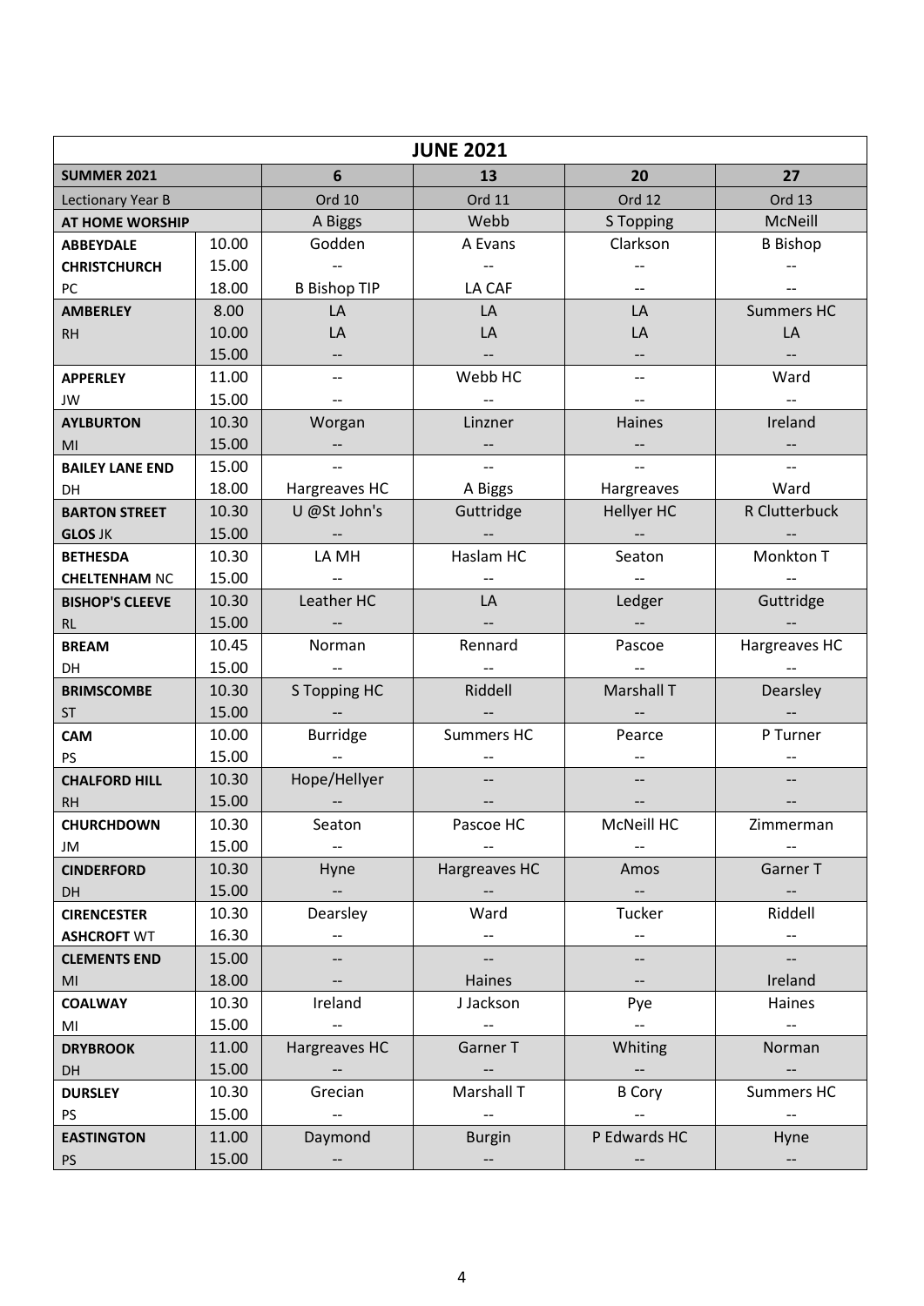| JUNE 2021 | | | | | |
|---|---|---|---|---|---|
| **SUMMER 2021** | | **6** | **13** | **20** | **27** |
| Lectionary Year B | | Ord 10 | Ord 11 | Ord 12 | Ord 13 |
| **AT HOME WORSHIP** | | A Biggs | Webb | S Topping | McNeill |
| **ABBEYDALE** | 10.00 | Godden | A Evans | Clarkson | B Bishop |
| **CHRISTCHURCH** | 15.00 | -- | -- | -- | -- |
| PC | 18.00 | B Bishop TIP | LA CAF | -- | -- |
| **AMBERLEY** | 8.00 | LA | LA | LA | Summers HC |
| RH | 10.00 | LA | LA | LA | LA |
| | 15.00 | -- | -- | -- | -- |
| **APPERLEY** | 11.00 | -- | Webb HC | -- | Ward |
| JW | 15.00 | -- | -- | -- | -- |
| **AYLBURTON** | 10.30 | Worgan | Linzner | Haines | Ireland |
| MI | 15.00 | -- | -- | -- | -- |
| **BAILEY LANE END** | 15.00 | -- | -- | -- | -- |
| DH | 18.00 | Hargreaves HC | A Biggs | Hargreaves | Ward |
| **BARTON STREET** | 10.30 | U @St John's | Guttridge | Hellyer HC | R Clutterbuck |
| **GLOS** JK | 15.00 | -- | -- | -- | -- |
| **BETHESDA** | 10.30 | LA MH | Haslam HC | Seaton | Monkton T |
| **CHELTENHAM** NC | 15.00 | -- | -- | -- | -- |
| **BISHOP'S CLEEVE** | 10.30 | Leather HC | LA | Ledger | Guttridge |
| RL | 15.00 | -- | -- | -- | -- |
| **BREAM** | 10.45 | Norman | Rennard | Pascoe | Hargreaves HC |
| DH | 15.00 | -- | -- | -- | -- |
| **BRIMSCOMBE** | 10.30 | S Topping HC | Riddell | Marshall T | Dearsley |
| ST | 15.00 | -- | -- | -- | -- |
| **CAM** | 10.00 | Burridge | Summers HC | Pearce | P Turner |
| PS | 15.00 | -- | -- | -- | -- |
| **CHALFORD HILL** | 10.30 | Hope/Hellyer | -- | -- | -- |
| RH | 15.00 | -- | -- | -- | -- |
| **CHURCHDOWN** | 10.30 | Seaton | Pascoe HC | McNeill HC | Zimmerman |
| JM | 15.00 | -- | -- | -- | -- |
| **CINDERFORD** | 10.30 | Hyne | Hargreaves HC | Amos | Garner T |
| DH | 15.00 | -- | -- | -- | -- |
| **CIRENCESTER** | 10.30 | Dearsley | Ward | Tucker | Riddell |
| **ASHCROFT** WT | 16.30 | -- | -- | -- | -- |
| **CLEMENTS END** | 15.00 | -- | -- | -- | -- |
| MI | 18.00 | -- | Haines | -- | Ireland |
| **COALWAY** | 10.30 | Ireland | J Jackson | Pye | Haines |
| MI | 15.00 | -- | -- | -- | -- |
| **DRYBROOK** | 11.00 | Hargreaves HC | Garner T | Whiting | Norman |
| DH | 15.00 | -- | -- | -- | -- |
| **DURSLEY** | 10.30 | Grecian | Marshall T | B Cory | Summers HC |
| PS | 15.00 | -- | -- | -- | -- |
| **EASTINGTON** | 11.00 | Daymond | Burgin | P Edwards HC | Hyne |
| PS | 15.00 | -- | -- | -- | -- |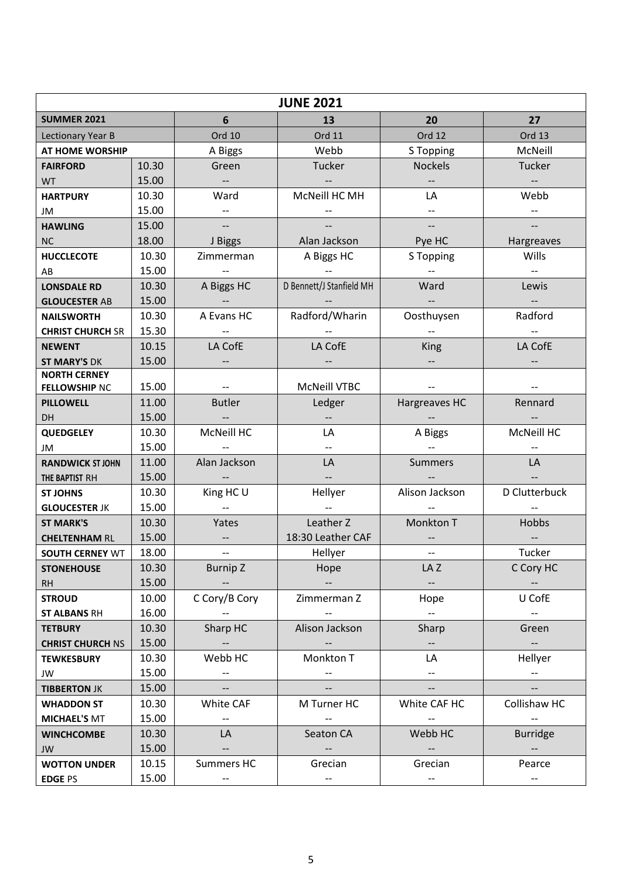| JUNE 2021 | | | | | |
|---|---|---|---|---|---|
| **SUMMER 2021** | | **6** | **13** | **20** | **27** |
| Lectionary Year B | | Ord 10 | Ord 11 | Ord 12 | Ord 13 |
| **AT HOME WORSHIP** | | A Biggs | Webb | S Topping | McNeill |
| **FAIRFORD** WT | 10.30 | Green | Tucker | Nockels | Tucker |
| | 15.00 | -- | -- | -- | -- |
| **HARTPURY** JM | 10.30 | Ward | McNeill HC MH | LA | Webb |
| | 15.00 | -- | -- | -- | -- |
| **HAWLING** NC | 15.00 | -- | -- | -- | -- |
| | 18.00 | J Biggs | Alan Jackson | Pye HC | Hargreaves |
| **HUCCLECOTE** AB | 10.30 | Zimmerman | A Biggs HC | S Topping | Wills |
| | 15.00 | -- | -- | -- | -- |
| **LONSDALE RD GLOUCESTER** AB | 10.30 | A Biggs HC | D Bennett/J Stanfield MH | Ward | Lewis |
| | 15.00 | -- | -- | -- | -- |
| **NAILSWORTH CHRIST CHURCH** SR | 10.30 | A Evans HC | Radford/Wharin | Oosthuysen | Radford |
| | 15.30 | -- | -- | -- | -- |
| **NEWENT ST MARY'S** DK | 10.15 | LA CofE | LA CofE | King | LA CofE |
| | 15.00 | -- | -- | -- | -- |
| **NORTH CERNEY FELLOWSHIP** NC | 15.00 | -- | McNeill VTBC | -- | -- |
| **PILLOWELL** DH | 11.00 | Butler | Ledger | Hargreaves HC | Rennard |
| | 15.00 | -- | -- | -- | -- |
| **QUEDGELEY** JM | 10.30 | McNeill HC | LA | A Biggs | McNeill HC |
| | 15.00 | -- | -- | -- | -- |
| **RANDWICK ST JOHN THE BAPTIST** RH | 11.00 | Alan Jackson | LA | Summers | LA |
| | 15.00 | -- | -- | -- | -- |
| **ST JOHNS GLOUCESTER** JK | 10.30 | King HC U | Hellyer | Alison Jackson | D Clutterbuck |
| | 15.00 | -- | -- | -- | -- |
| **ST MARK'S CHELTENHAM** RL | 10.30 | Yates | Leather Z | Monkton T | Hobbs |
| | 15.00 | -- | 18:30 Leather CAF | -- | -- |
| **SOUTH CERNEY** WT | 18.00 | -- | Hellyer | -- | Tucker |
| **STONEHOUSE** RH | 10.30 | Burnip Z | Hope | LA Z | C Cory HC |
| | 15.00 | -- | -- | -- | -- |
| **STROUD ST ALBANS** RH | 10.00 | C Cory/B Cory | Zimmerman Z | Hope | U CofE |
| | 16.00 | -- | -- | -- | -- |
| **TETBURY CHRIST CHURCH** NS | 10.30 | Sharp HC | Alison Jackson | Sharp | Green |
| | 15.00 | -- | -- | -- | -- |
| **TEWKESBURY** JW | 10.30 | Webb HC | Monkton T | LA | Hellyer |
| | 15.00 | -- | -- | -- | -- |
| **TIBBERTON** JK | 15.00 | -- | -- | -- | -- |
| **WHADDON ST MICHAEL'S** MT | 10.30 | White CAF | M Turner HC | White CAF HC | Collishaw HC |
| | 15.00 | -- | -- | -- | -- |
| **WINCHCOMBE** JW | 10.30 | LA | Seaton CA | Webb HC | Burridge |
| | 15.00 | -- | -- | -- | -- |
| **WOTTON UNDER EDGE** PS | 10.15 | Summers HC | Grecian | Grecian | Pearce |
| | 15.00 | -- | -- | -- | -- |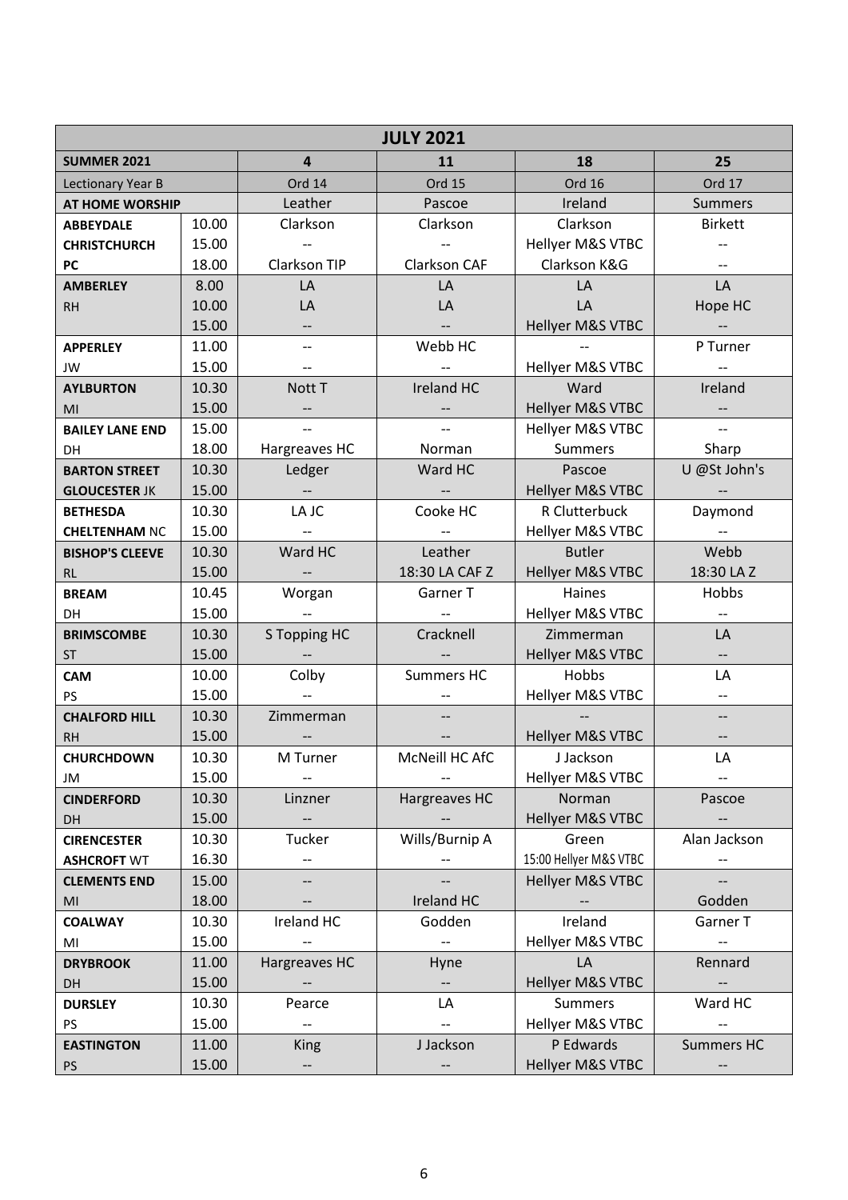| JULY 2021 | | | | | |
|---|---|---|---|---|---|
| **SUMMER 2021** | | **4** | **11** | **18** | **25** |
| Lectionary Year B | | Ord 14 | Ord 15 | Ord 16 | Ord 17 |
| **AT HOME WORSHIP** | | Leather | Pascoe | Ireland | Summers |
| **ABBEYDALE** | 10.00 | Clarkson | Clarkson | Clarkson | Birkett |
| **CHRISTCHURCH** | 15.00 | -- | -- | Hellyer M&S VTBC | -- |
| **PC** | 18.00 | Clarkson TIP | Clarkson CAF | Clarkson K&G | -- |
| **AMBERLEY** | 8.00 | LA | LA | LA | LA |
| RH | 10.00 | LA | LA | LA | Hope HC |
| | 15.00 | -- | -- | Hellyer M&S VTBC | -- |
| **APPERLEY** | 11.00 | -- | Webb HC | -- | P Turner |
| JW | 15.00 | -- | -- | Hellyer M&S VTBC | -- |
| **AYLBURTON** | 10.30 | Nott T | Ireland HC | Ward | Ireland |
| MI | 15.00 | -- | -- | Hellyer M&S VTBC | -- |
| **BAILEY LANE END** | 15.00 | -- | -- | Hellyer M&S VTBC | -- |
| DH | 18.00 | Hargreaves HC | Norman | Summers | Sharp |
| **BARTON STREET** | 10.30 | Ledger | Ward HC | Pascoe | U @St John's |
| **GLOUCESTER** JK | 15.00 | -- | -- | Hellyer M&S VTBC | -- |
| **BETHESDA** | 10.30 | LA JC | Cooke HC | R Clutterbuck | Daymond |
| **CHELTENHAM** NC | 15.00 | -- | -- | Hellyer M&S VTBC | -- |
| **BISHOP'S CLEEVE** | 10.30 | Ward HC | Leather | Butler | Webb |
| RL | 15.00 | -- | 18:30 LA CAF Z | Hellyer M&S VTBC | 18:30 LA Z |
| **BREAM** | 10.45 | Worgan | Garner T | Haines | Hobbs |
| DH | 15.00 | -- | -- | Hellyer M&S VTBC | -- |
| **BRIMSCOMBE** | 10.30 | S Topping HC | Cracknell | Zimmerman | LA |
| ST | 15.00 | -- | -- | Hellyer M&S VTBC | -- |
| **CAM** | 10.00 | Colby | Summers HC | Hobbs | LA |
| PS | 15.00 | -- | -- | Hellyer M&S VTBC | -- |
| **CHALFORD HILL** | 10.30 | Zimmerman | -- | -- | -- |
| RH | 15.00 | -- | -- | Hellyer M&S VTBC | -- |
| **CHURCHDOWN** | 10.30 | M Turner | McNeill HC AfC | J Jackson | LA |
| JM | 15.00 | -- | -- | Hellyer M&S VTBC | -- |
| **CINDERFORD** | 10.30 | Linzner | Hargreaves HC | Norman | Pascoe |
| DH | 15.00 | -- | -- | Hellyer M&S VTBC | -- |
| **CIRENCESTER** | 10.30 | Tucker | Wills/Burnip A | Green | Alan Jackson |
| **ASHCROFT** WT | 16.30 | -- | -- | 15:00 Hellyer M&S VTBC | -- |
| **CLEMENTS END** | 15.00 | -- | -- | Hellyer M&S VTBC | -- |
| MI | 18.00 | -- | Ireland HC | -- | Godden |
| **COALWAY** | 10.30 | Ireland HC | Godden | Ireland | Garner T |
| MI | 15.00 | -- | -- | Hellyer M&S VTBC | -- |
| **DRYBROOK** | 11.00 | Hargreaves HC | Hyne | LA | Rennard |
| DH | 15.00 | -- | -- | Hellyer M&S VTBC | -- |
| **DURSLEY** | 10.30 | Pearce | LA | Summers | Ward HC |
| PS | 15.00 | -- | -- | Hellyer M&S VTBC | -- |
| **EASTINGTON** | 11.00 | King | J Jackson | P Edwards | Summers HC |
| PS | 15.00 | -- | -- | Hellyer M&S VTBC | -- |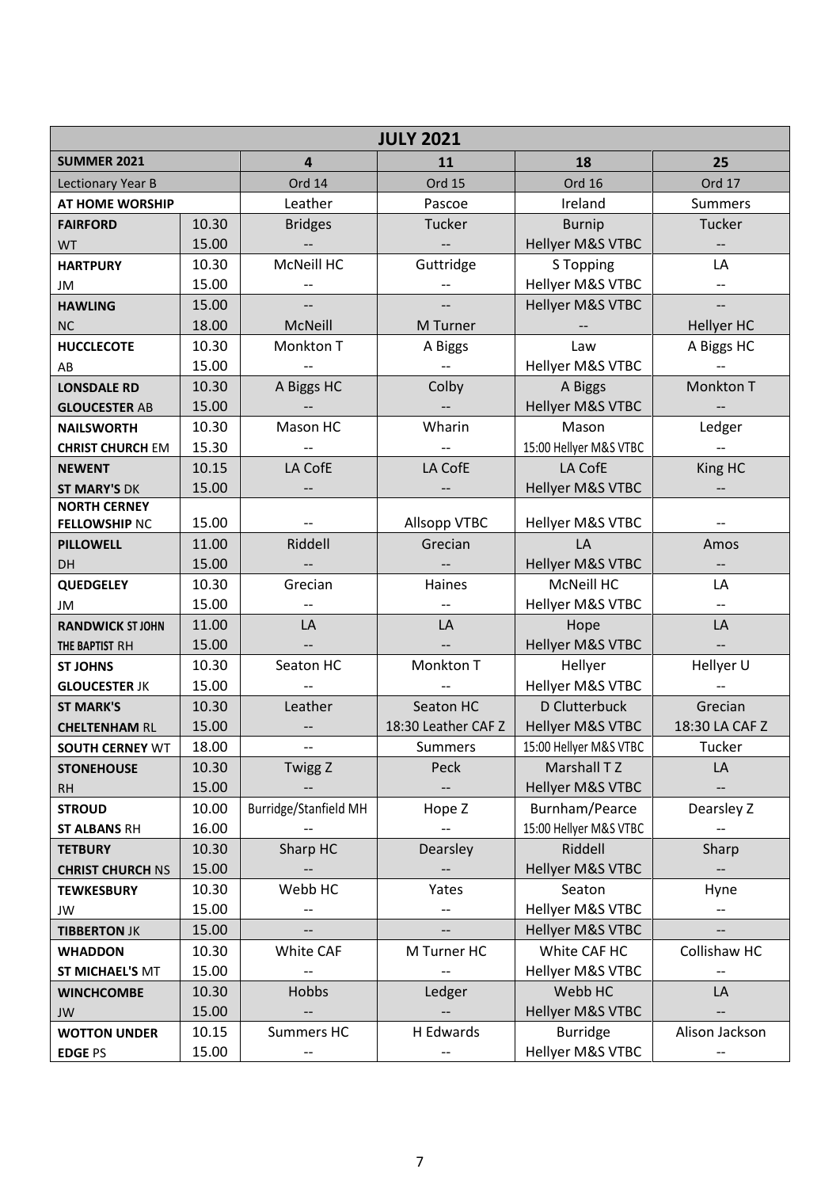| JULY 2021 | | | | | |
|---|---|---|---|---|---|
| **SUMMER 2021** | | **4** | **11** | **18** | **25** |
| Lectionary Year B | | Ord 14 | Ord 15 | Ord 16 | Ord 17 |
| **AT HOME WORSHIP** | | Leather | Pascoe | Ireland | Summers |
| **FAIRFORD** | 10.30 | Bridges | Tucker | Burnip | Tucker |
| WT | 15.00 | -- | -- | Hellyer M&S VTBC | -- |
| **HARTPURY** | 10.30 | McNeill HC | Guttridge | S Topping | LA |
| JM | 15.00 | -- | -- | Hellyer M&S VTBC | -- |
| **HAWLING** | 15.00 | -- | -- | Hellyer M&S VTBC | -- |
| NC | 18.00 | McNeill | M Turner | -- | Hellyer HC |
| **HUCCLECOTE** | 10.30 | Monkton T | A Biggs | Law | A Biggs HC |
| AB | 15.00 | -- | -- | Hellyer M&S VTBC | -- |
| **LONSDALE RD** | 10.30 | A Biggs HC | Colby | A Biggs | Monkton T |
| **GLOUCESTER** AB | 15.00 | -- | -- | Hellyer M&S VTBC | -- |
| **NAILSWORTH** | 10.30 | Mason HC | Wharin | Mason | Ledger |
| **CHRIST CHURCH** EM | 15.30 | -- | -- | 15:00 Hellyer M&S VTBC | -- |
| **NEWENT** | 10.15 | LA CofE | LA CofE | LA CofE | King HC |
| **ST MARY'S** DK | 15.00 | -- | -- | Hellyer M&S VTBC | -- |
| **NORTH CERNEY FELLOWSHIP** NC | 15.00 | -- | Allsopp VTBC | Hellyer M&S VTBC | -- |
| **PILLOWELL** | 11.00 | Riddell | Grecian | LA | Amos |
| DH | 15.00 | -- | -- | Hellyer M&S VTBC | -- |
| **QUEDGELEY** | 10.30 | Grecian | Haines | McNeill HC | LA |
| JM | 15.00 | -- | -- | Hellyer M&S VTBC | -- |
| **RANDWICK ST JOHN** | 11.00 | LA | LA | Hope | LA |
| **THE BAPTIST** RH | 15.00 | -- | -- | Hellyer M&S VTBC | -- |
| **ST JOHNS** | 10.30 | Seaton HC | Monkton T | Hellyer | Hellyer U |
| **GLOUCESTER** JK | 15.00 | -- | -- | Hellyer M&S VTBC | -- |
| **ST MARK'S** | 10.30 | Leather | Seaton HC | D Clutterbuck | Grecian |
| **CHELTENHAM** RL | 15.00 | -- | 18:30 Leather CAF Z | Hellyer M&S VTBC | 18:30 LA CAF Z |
| **SOUTH CERNEY** WT | 18.00 | -- | Summers | 15:00 Hellyer M&S VTBC | Tucker |
| **STONEHOUSE** | 10.30 | Twigg Z | Peck | Marshall T Z | LA |
| RH | 15.00 | -- | -- | Hellyer M&S VTBC | -- |
| **STROUD** | 10.00 | Burridge/Stanfield MH | Hope Z | Burnham/Pearce | Dearsley Z |
| **ST ALBANS** RH | 16.00 | -- | -- | 15:00 Hellyer M&S VTBC | -- |
| **TETBURY** | 10.30 | Sharp HC | Dearsley | Riddell | Sharp |
| **CHRIST CHURCH** NS | 15.00 | -- | -- | Hellyer M&S VTBC | -- |
| **TEWKESBURY** | 10.30 | Webb HC | Yates | Seaton | Hyne |
| JW | 15.00 | -- | -- | Hellyer M&S VTBC | -- |
| **TIBBERTON** JK | 15.00 | -- | -- | Hellyer M&S VTBC | -- |
| **WHADDON** | 10.30 | White CAF | M Turner HC | White CAF HC | Collishaw HC |
| **ST MICHAEL'S** MT | 15.00 | -- | -- | Hellyer M&S VTBC | -- |
| **WINCHCOMBE** | 10.30 | Hobbs | Ledger | Webb HC | LA |
| JW | 15.00 | -- | -- | Hellyer M&S VTBC | -- |
| **WOTTON UNDER** | 10.15 | Summers HC | H Edwards | Burridge | Alison Jackson |
| **EDGE** PS | 15.00 | -- | -- | Hellyer M&S VTBC | -- |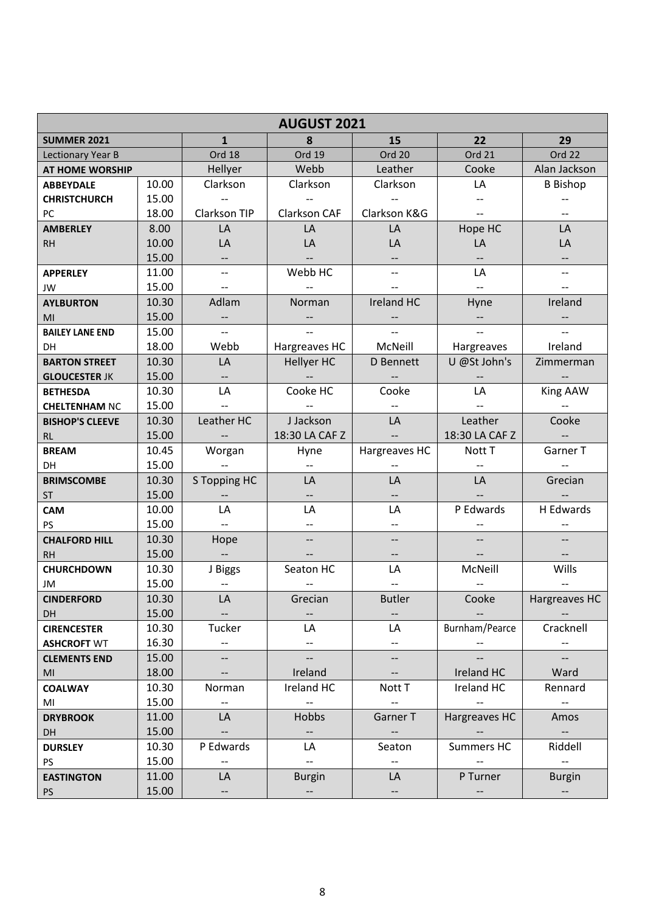| AUGUST 2021 | | | | | | |
|---|---|---|---|---|---|---|
| **SUMMER 2021** | | **1** | **8** | **15** | **22** | **29** |
| Lectionary Year B | | Ord 18 | Ord 19 | Ord 20 | Ord 21 | Ord 22 |
| **AT HOME WORSHIP** | | Hellyer | Webb | Leather | Cooke | Alan Jackson |
| **ABBEYDALE** | 10.00 | Clarkson | Clarkson | Clarkson | LA | B Bishop |
| **CHRISTCHURCH** | 15.00 | -- | -- | -- | -- | -- |
| PC | 18.00 | Clarkson TIP | Clarkson CAF | Clarkson K&G | -- | -- |
| **AMBERLEY** | 8.00 | LA | LA | LA | Hope HC | LA |
| RH | 10.00 | LA | LA | LA | LA | LA |
| | 15.00 | -- | -- | -- | -- | -- |
| **APPERLEY** | 11.00 | -- | Webb HC | -- | LA | -- |
| JW | 15.00 | -- | -- | -- | -- | -- |
| **AYLBURTON** | 10.30 | Adlam | Norman | Ireland HC | Hyne | Ireland |
| MI | 15.00 | -- | -- | -- | -- | -- |
| **BAILEY LANE END** | 15.00 | -- | -- | -- | -- | -- |
| DH | 18.00 | Webb | Hargreaves HC | McNeill | Hargreaves | Ireland |
| **BARTON STREET** | 10.30 | LA | Hellyer HC | D Bennett | U @St John's | Zimmerman |
| **GLOUCESTER** JK | 15.00 | -- | -- | -- | -- | -- |
| **BETHESDA** | 10.30 | LA | Cooke HC | Cooke | LA | King AAW |
| **CHELTENHAM** NC | 15.00 | -- | -- | -- | -- | -- |
| **BISHOP'S CLEEVE** | 10.30 | Leather HC | J Jackson | LA | Leather | Cooke |
| RL | 15.00 | -- | 18:30 LA CAF Z | -- | 18:30 LA CAF Z | -- |
| **BREAM** | 10.45 | Worgan | Hyne | Hargreaves HC | Nott T | Garner T |
| DH | 15.00 | -- | -- | -- | -- | -- |
| **BRIMSCOMBE** | 10.30 | S Topping HC | LA | LA | LA | Grecian |
| ST | 15.00 | -- | -- | -- | -- | -- |
| **CAM** | 10.00 | LA | LA | LA | P Edwards | H Edwards |
| PS | 15.00 | -- | -- | -- | -- | -- |
| **CHALFORD HILL** | 10.30 | Hope | -- | -- | -- | -- |
| RH | 15.00 | -- | -- | -- | -- | -- |
| **CHURCHDOWN** | 10.30 | J Biggs | Seaton HC | LA | McNeill | Wills |
| JM | 15.00 | -- | -- | -- | -- | -- |
| **CINDERFORD** | 10.30 | LA | Grecian | Butler | Cooke | Hargreaves HC |
| DH | 15.00 | -- | -- | -- | -- | -- |
| **CIRENCESTER** | 10.30 | Tucker | LA | LA | Burnham/Pearce | Cracknell |
| **ASHCROFT** WT | 16.30 | -- | -- | -- | -- | -- |
| **CLEMENTS END** | 15.00 | -- | -- | -- | -- | -- |
| MI | 18.00 | -- | Ireland | -- | Ireland HC | Ward |
| **COALWAY** | 10.30 | Norman | Ireland HC | Nott T | Ireland HC | Rennard |
| MI | 15.00 | -- | -- | -- | -- | -- |
| **DRYBROOK** | 11.00 | LA | Hobbs | Garner T | Hargreaves HC | Amos |
| DH | 15.00 | -- | -- | -- | -- | -- |
| **DURSLEY** | 10.30 | P Edwards | LA | Seaton | Summers HC | Riddell |
| PS | 15.00 | -- | -- | -- | -- | -- |
| **EASTINGTON** | 11.00 | LA | Burgin | LA | P Turner | Burgin |
| PS | 15.00 | -- | -- | -- | -- | -- |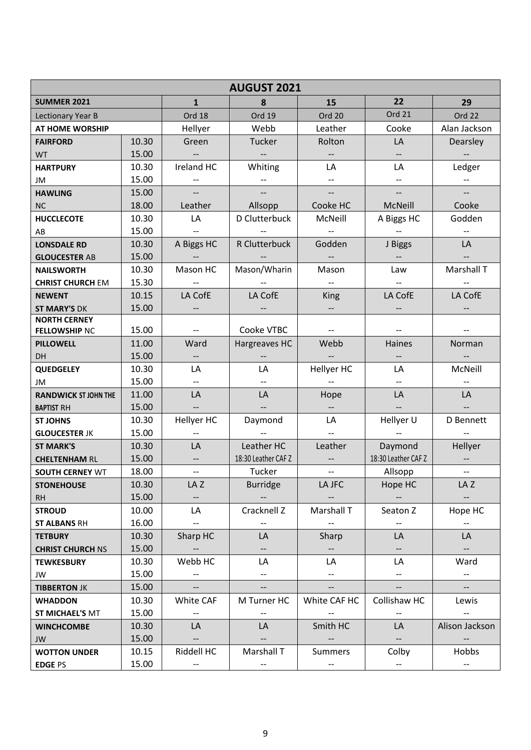| AUGUST 2021 | | | | | | |
|---|---|---|---|---|---|---|
| **SUMMER 2021** | | **1** | **8** | **15** | **22** | **29** |
| Lectionary Year B | | Ord 18 | Ord 19 | Ord 20 | Ord 21 | Ord 22 |
| **AT HOME WORSHIP** | | Hellyer | Webb | Leather | Cooke | Alan Jackson |
| **FAIRFORD** | 10.30 | Green | Tucker | Rolton | LA | Dearsley |
| WT | 15.00 | -- | -- | -- | -- | -- |
| **HARTPURY** | 10.30 | Ireland HC | Whiting | LA | LA | Ledger |
| JM | 15.00 | -- | -- | -- | -- | -- |
| **HAWLING** | 15.00 | -- | -- | -- | -- | -- |
| NC | 18.00 | Leather | Allsopp | Cooke HC | McNeill | Cooke |
| **HUCCLECOTE** | 10.30 | LA | D Clutterbuck | McNeill | A Biggs HC | Godden |
| AB | 15.00 | -- | -- | -- | -- | -- |
| **LONSDALE RD** | 10.30 | A Biggs HC | R Clutterbuck | Godden | J Biggs | LA |
| **GLOUCESTER** AB | 15.00 | -- | -- | -- | -- | -- |
| **NAILSWORTH** | 10.30 | Mason HC | Mason/Wharin | Mason | Law | Marshall T |
| **CHRIST CHURCH** EM | 15.30 | -- | -- | -- | -- | -- |
| **NEWENT** | 10.15 | LA CofE | LA CofE | King | LA CofE | LA CofE |
| **ST MARY'S** DK | 15.00 | -- | -- | -- | -- | -- |
| **NORTH CERNEY FELLOWSHIP** NC | 15.00 | -- | Cooke VTBC | -- | -- | -- |
| **PILLOWELL** | 11.00 | Ward | Hargreaves HC | Webb | Haines | Norman |
| DH | 15.00 | -- | -- | -- | -- | -- |
| **QUEDGELEY** | 10.30 | LA | LA | Hellyer HC | LA | McNeill |
| JM | 15.00 | -- | -- | -- | -- | -- |
| **RANDWICK ST JOHN THE** | 11.00 | LA | LA | Hope | LA | LA |
| **BAPTIST** RH | 15.00 | -- | -- | -- | -- | -- |
| **ST JOHNS** | 10.30 | Hellyer HC | Daymond | LA | Hellyer U | D Bennett |
| **GLOUCESTER** JK | 15.00 | -- | -- | -- | -- | -- |
| **ST MARK'S** | 10.30 | LA | Leather HC | Leather | Daymond | Hellyer |
| **CHELTENHAM** RL | 15.00 | -- | 18:30 Leather CAF Z | -- | 18:30 Leather CAF Z | -- |
| **SOUTH CERNEY** WT | 18.00 | -- | Tucker | -- | Allsopp | -- |
| **STONEHOUSE** | 10.30 | LA Z | Burridge | LA JFC | Hope HC | LA Z |
| RH | 15.00 | -- | -- | -- | -- | -- |
| **STROUD** | 10.00 | LA | Cracknell Z | Marshall T | Seaton Z | Hope HC |
| **ST ALBANS** RH | 16.00 | -- | -- | -- | -- | -- |
| **TETBURY** | 10.30 | Sharp HC | LA | Sharp | LA | LA |
| **CHRIST CHURCH** NS | 15.00 | -- | -- | -- | -- | -- |
| **TEWKESBURY** | 10.30 | Webb HC | LA | LA | LA | Ward |
| JW | 15.00 | -- | -- | -- | -- | -- |
| **TIBBERTON** JK | 15.00 | -- | -- | -- | -- | -- |
| **WHADDON** | 10.30 | White CAF | M Turner HC | White CAF HC | Collishaw HC | Lewis |
| **ST MICHAEL'S** MT | 15.00 | -- | -- | -- | -- | -- |
| **WINCHCOMBE** | 10.30 | LA | LA | Smith HC | LA | Alison Jackson |
| JW | 15.00 | -- | -- | -- | -- | -- |
| **WOTTON UNDER** | 10.15 | Riddell HC | Marshall T | Summers | Colby | Hobbs |
| **EDGE** PS | 15.00 | -- | -- | -- | -- | -- |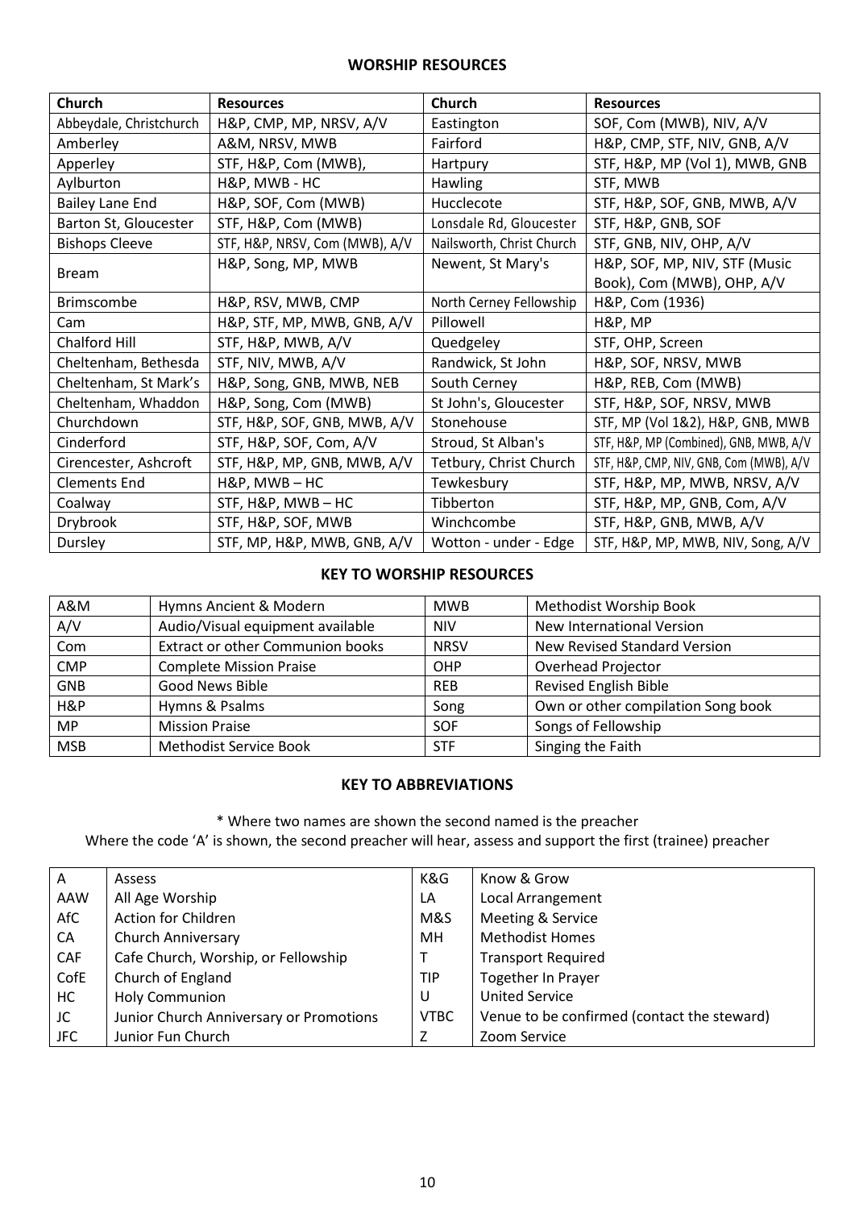## WORSHIP RESOURCES

| Church | Resources | Church | Resources |
|---|---|---|---|
| Abbeydale, Christchurch | H&P, CMP, MP, NRSV, A/V | Eastington | SOF, Com (MWB), NIV, A/V |
| Amberley | A&M, NRSV, MWB | Fairford | H&P, CMP, STF, NIV, GNB, A/V |
| Apperley | STF, H&P, Com (MWB), | Hartpury | STF, H&P, MP (Vol 1), MWB, GNB |
| Aylburton | H&P, MWB - HC | Hawling | STF, MWB |
| Bailey Lane End | H&P, SOF, Com (MWB) | Hucclecote | STF, H&P, SOF, GNB, MWB, A/V |
| Barton St, Gloucester | STF, H&P, Com (MWB) | Lonsdale Rd, Gloucester | STF, H&P, GNB, SOF |
| Bishops Cleeve | STF, H&P, NRSV, Com (MWB), A/V | Nailsworth, Christ Church | STF, GNB, NIV, OHP, A/V |
| Bream | H&P, Song, MP, MWB | Newent, St Mary's | H&P, SOF, MP, NIV, STF (Music Book), Com (MWB), OHP, A/V |
| Brimscombe | H&P, RSV, MWB, CMP | North Cerney Fellowship | H&P, Com (1936) |
| Cam | H&P, STF, MP, MWB, GNB, A/V | Pillowell | H&P, MP |
| Chalford Hill | STF, H&P, MWB, A/V | Quedgeley | STF, OHP, Screen |
| Cheltenham, Bethesda | STF, NIV, MWB, A/V | Randwick, St John | H&P, SOF, NRSV, MWB |
| Cheltenham, St Mark's | H&P, Song, GNB, MWB, NEB | South Cerney | H&P, REB, Com (MWB) |
| Cheltenham, Whaddon | H&P, Song, Com (MWB) | St John's, Gloucester | STF, H&P, SOF, NRSV, MWB |
| Churchdown | STF, H&P, SOF, GNB, MWB, A/V | Stonehouse | STF, MP (Vol 1&2), H&P, GNB, MWB |
| Cinderford | STF, H&P, SOF, Com, A/V | Stroud, St Alban's | STF, H&P, MP (Combined), GNB, MWB, A/V |
| Cirencester, Ashcroft | STF, H&P, MP, GNB, MWB, A/V | Tetbury, Christ Church | STF, H&P, CMP, NIV, GNB, Com (MWB), A/V |
| Clements End | H&P, MWB – HC | Tewkesbury | STF, H&P, MP, MWB, NRSV, A/V |
| Coalway | STF, H&P, MWB – HC | Tibberton | STF, H&P, MP, GNB, Com, A/V |
| Drybrook | STF, H&P, SOF, MWB | Winchcombe | STF, H&P, GNB, MWB, A/V |
| Dursley | STF, MP, H&P, MWB, GNB, A/V | Wotton - under - Edge | STF, H&P, MP, MWB, NIV, Song, A/V |

## KEY TO WORSHIP RESOURCES

| | | | |
|---|---|---|---|
| A&M | Hymns Ancient & Modern | MWB | Methodist Worship Book |
| A/V | Audio/Visual equipment available | NIV | New International Version |
| Com | Extract or other Communion books | NRSV | New Revised Standard Version |
| CMP | Complete Mission Praise | OHP | Overhead Projector |
| GNB | Good News Bible | REB | Revised English Bible |
| H&P | Hymns & Psalms | Song | Own or other compilation Song book |
| MP | Mission Praise | SOF | Songs of Fellowship |
| MSB | Methodist Service Book | STF | Singing the Faith |

## KEY TO ABBREVIATIONS

\* Where two names are shown the second named is the preacher

Where the code 'A' is shown, the second preacher will hear, assess and support the first (trainee) preacher

| | | | |
|---|---|---|---|
| A | Assess | K&G | Know & Grow |
| AAW | All Age Worship | LA | Local Arrangement |
| AfC | Action for Children | M&S | Meeting & Service |
| CA | Church Anniversary | MH | Methodist Homes |
| CAF | Cafe Church, Worship, or Fellowship | T | Transport Required |
| CofE | Church of England | TIP | Together In Prayer |
| HC | Holy Communion | U | United Service |
| JC | Junior Church Anniversary or Promotions | VTBC | Venue to be confirmed (contact the steward) |
| JFC | Junior Fun Church | Z | Zoom Service |